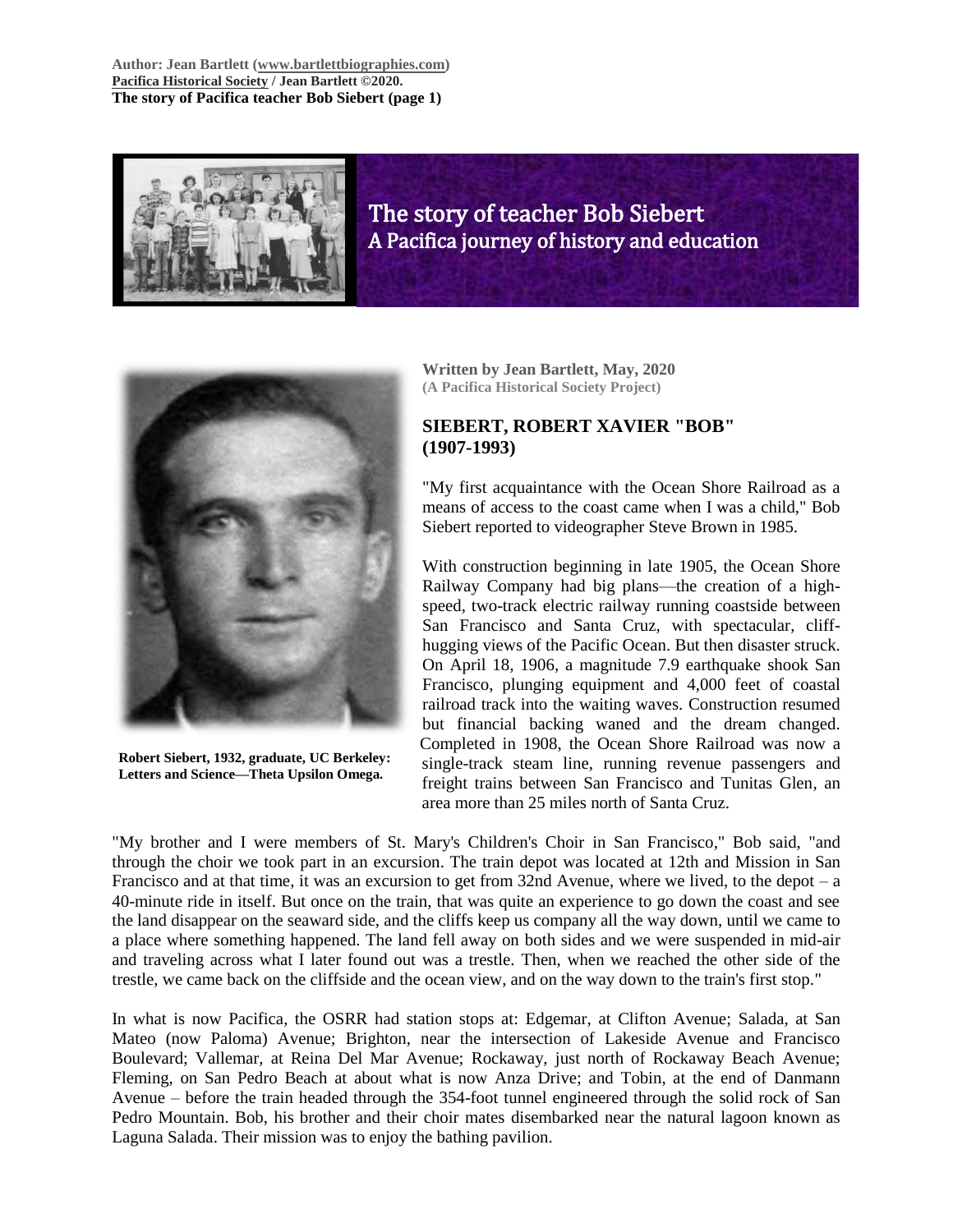**Author: Jean Bartlett (www.bartlettbiographies.com)**
**Pacifica Historical Society / Jean Bartlett ©2020.**
**The story of Pacifica teacher Bob Siebert (page 1)**

# The story of teacher Bob Siebert
## A Pacifica journey of history and education

**Robert Siebert, 1932, graduate, UC Berkeley: Letters and Science—Theta Upsilon Omega.**

**Written by Jean Bartlett, May, 2020**
**(A Pacifica Historical Society Project)**

### SIEBERT, ROBERT XAVIER "BOB" (1907-1993)

"My first acquaintance with the Ocean Shore Railroad as a means of access to the coast came when I was a child," Bob Siebert reported to videographer Steve Brown in 1985.

With construction beginning in late 1905, the Ocean Shore Railway Company had big plans—the creation of a high-speed, two-track electric railway running coastside between San Francisco and Santa Cruz, with spectacular, cliff-hugging views of the Pacific Ocean. But then disaster struck. On April 18, 1906, a magnitude 7.9 earthquake shook San Francisco, plunging equipment and 4,000 feet of coastal railroad track into the waiting waves. Construction resumed but financial backing waned and the dream changed. Completed in 1908, the Ocean Shore Railroad was now a single-track steam line, running revenue passengers and freight trains between San Francisco and Tunitas Glen, an area more than 25 miles north of Santa Cruz.

"My brother and I were members of St. Mary's Children's Choir in San Francisco," Bob said, "and through the choir we took part in an excursion. The train depot was located at 12th and Mission in San Francisco and at that time, it was an excursion to get from 32nd Avenue, where we lived, to the depot – a 40-minute ride in itself. But once on the train, that was quite an experience to go down the coast and see the land disappear on the seaward side, and the cliffs keep us company all the way down, until we came to a place where something happened. The land fell away on both sides and we were suspended in mid-air and traveling across what I later found out was a trestle. Then, when we reached the other side of the trestle, we came back on the cliffside and the ocean view, and on the way down to the train's first stop."

In what is now Pacifica, the OSRR had station stops at: Edgemar, at Clifton Avenue; Salada, at San Mateo (now Paloma) Avenue; Brighton, near the intersection of Lakeside Avenue and Francisco Boulevard; Vallemar, at Reina Del Mar Avenue; Rockaway, just north of Rockaway Beach Avenue; Fleming, on San Pedro Beach at about what is now Anza Drive; and Tobin, at the end of Danmann Avenue – before the train headed through the 354-foot tunnel engineered through the solid rock of San Pedro Mountain. Bob, his brother and their choir mates disembarked near the natural lagoon known as Laguna Salada. Their mission was to enjoy the bathing pavilion.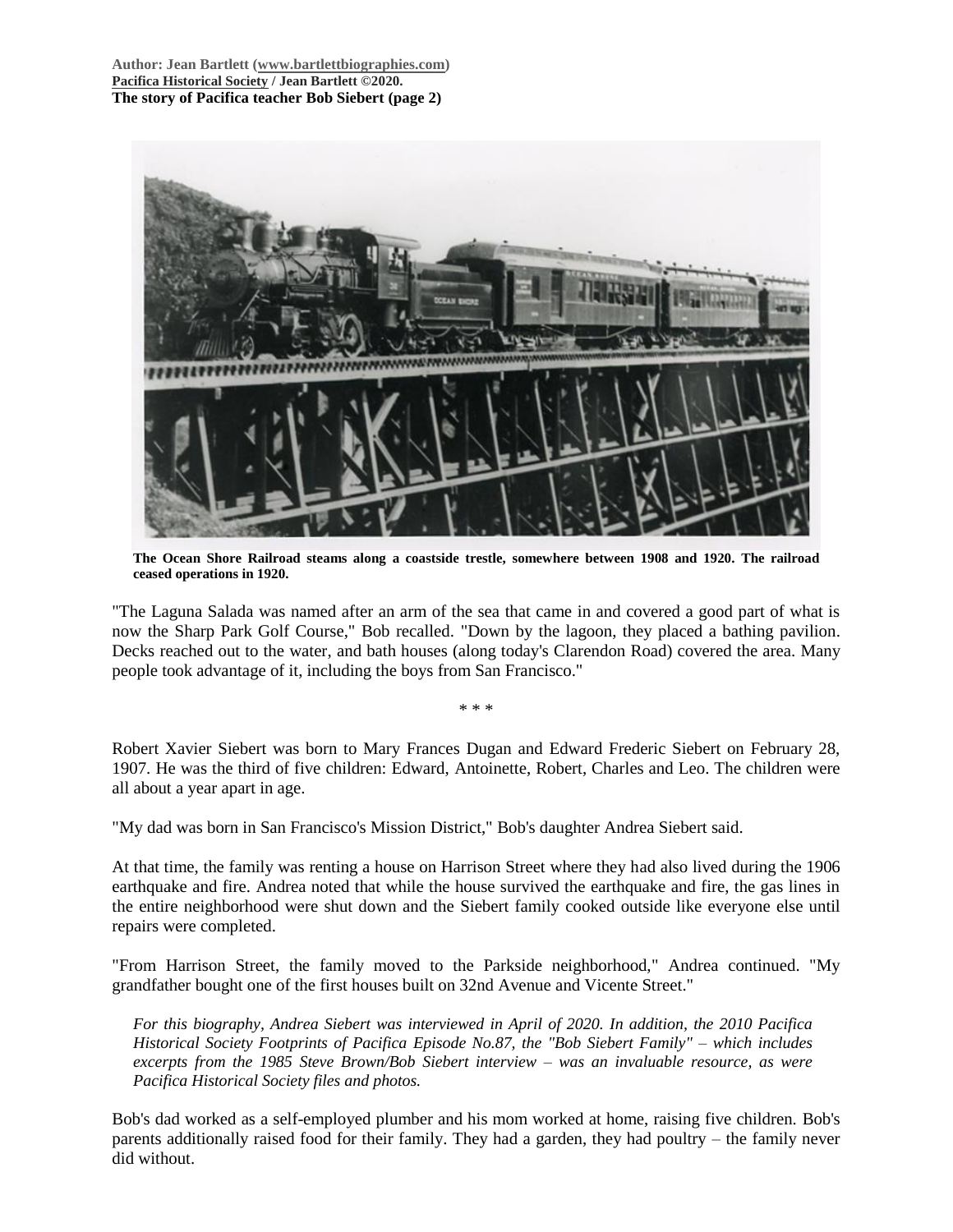The Ocean Shore Railroad steams along a coastside trestle, somewhere between 1908 and 1920. The railroad ceased operations in 1920.

"The Laguna Salada was named after an arm of the sea that came in and covered a good part of what is now the Sharp Park Golf Course," Bob recalled. "Down by the lagoon, they placed a bathing pavilion. Decks reached out to the water, and bath houses (along today's Clarendon Road) covered the area. Many people took advantage of it, including the boys from San Francisco."

\* \* \*

Robert Xavier Siebert was born to Mary Frances Dugan and Edward Frederic Siebert on February 28, 1907. He was the third of five children: Edward, Antoinette, Robert, Charles and Leo. The children were all about a year apart in age.

"My dad was born in San Francisco's Mission District," Bob's daughter Andrea Siebert said.

At that time, the family was renting a house on Harrison Street where they had also lived during the 1906 earthquake and fire. Andrea noted that while the house survived the earthquake and fire, the gas lines in the entire neighborhood were shut down and the Siebert family cooked outside like everyone else until repairs were completed.

"From Harrison Street, the family moved to the Parkside neighborhood," Andrea continued. "My grandfather bought one of the first houses built on 32nd Avenue and Vicente Street."

> *For this biography, Andrea Siebert was interviewed in April of 2020. In addition, the 2010 Pacifica Historical Society Footprints of Pacifica Episode No.87, the "Bob Siebert Family" – which includes excerpts from the 1985 Steve Brown/Bob Siebert interview – was an invaluable resource, as were Pacifica Historical Society files and photos.*

Bob's dad worked as a self-employed plumber and his mom worked at home, raising five children. Bob's parents additionally raised food for their family. They had a garden, they had poultry – the family never did without.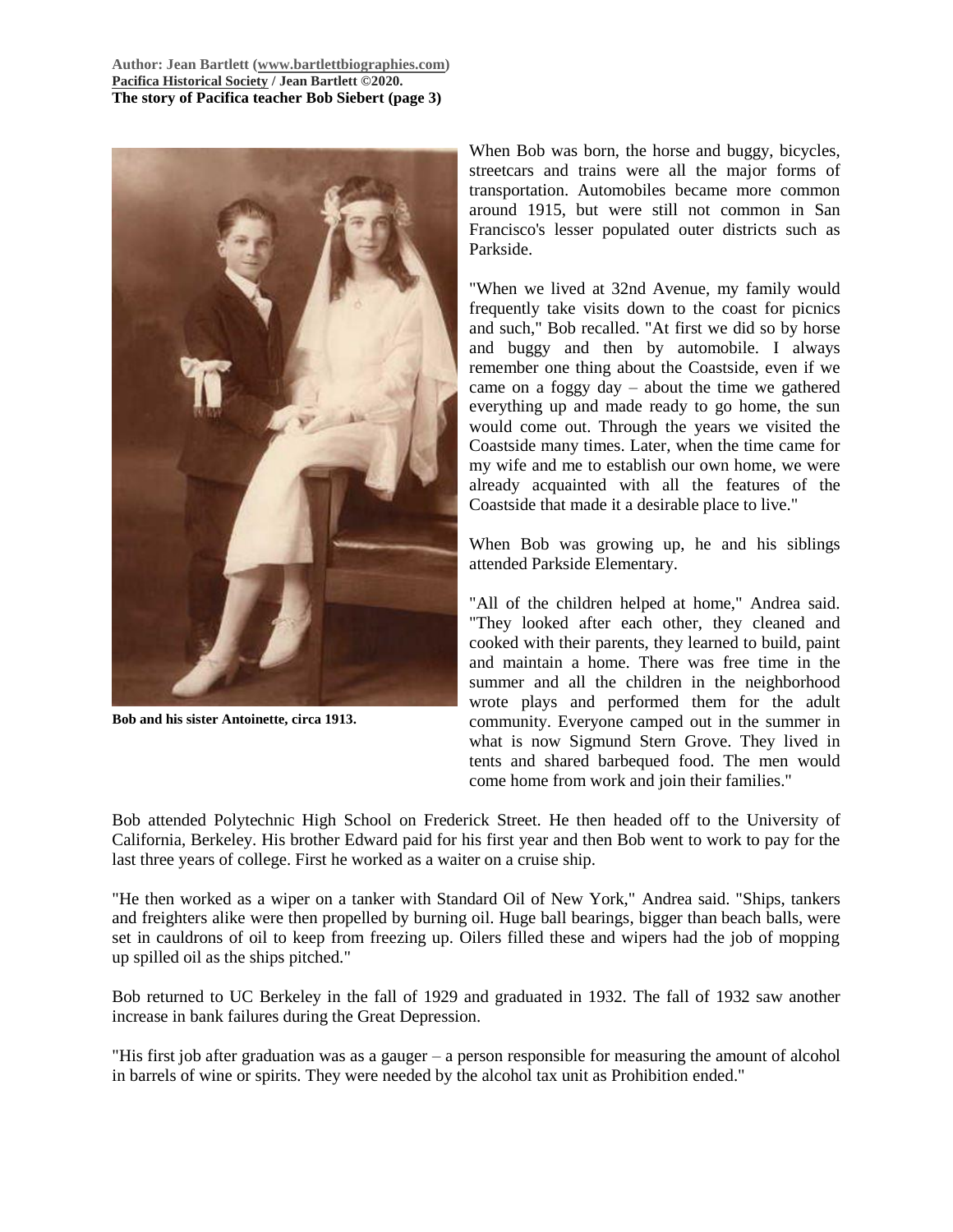Bob and his sister Antoinette, circa 1913.

When Bob was born, the horse and buggy, bicycles, streetcars and trains were all the major forms of transportation. Automobiles became more common around 1915, but were still not common in San Francisco's lesser populated outer districts such as Parkside.

"When we lived at 32nd Avenue, my family would frequently take visits down to the coast for picnics and such," Bob recalled. "At first we did so by horse and buggy and then by automobile. I always remember one thing about the Coastside, even if we came on a foggy day – about the time we gathered everything up and made ready to go home, the sun would come out. Through the years we visited the Coastside many times. Later, when the time came for my wife and me to establish our own home, we were already acquainted with all the features of the Coastside that made it a desirable place to live."

When Bob was growing up, he and his siblings attended Parkside Elementary.

"All of the children helped at home," Andrea said. "They looked after each other, they cleaned and cooked with their parents, they learned to build, paint and maintain a home. There was free time in the summer and all the children in the neighborhood wrote plays and performed them for the adult community. Everyone camped out in the summer in what is now Sigmund Stern Grove. They lived in tents and shared barbequed food. The men would come home from work and join their families."

Bob attended Polytechnic High School on Frederick Street. He then headed off to the University of California, Berkeley. His brother Edward paid for his first year and then Bob went to work to pay for the last three years of college. First he worked as a waiter on a cruise ship.

"He then worked as a wiper on a tanker with Standard Oil of New York," Andrea said. "Ships, tankers and freighters alike were then propelled by burning oil. Huge ball bearings, bigger than beach balls, were set in cauldrons of oil to keep from freezing up. Oilers filled these and wipers had the job of mopping up spilled oil as the ships pitched."

Bob returned to UC Berkeley in the fall of 1929 and graduated in 1932. The fall of 1932 saw another increase in bank failures during the Great Depression.

"His first job after graduation was as a gauger – a person responsible for measuring the amount of alcohol in barrels of wine or spirits. They were needed by the alcohol tax unit as Prohibition ended."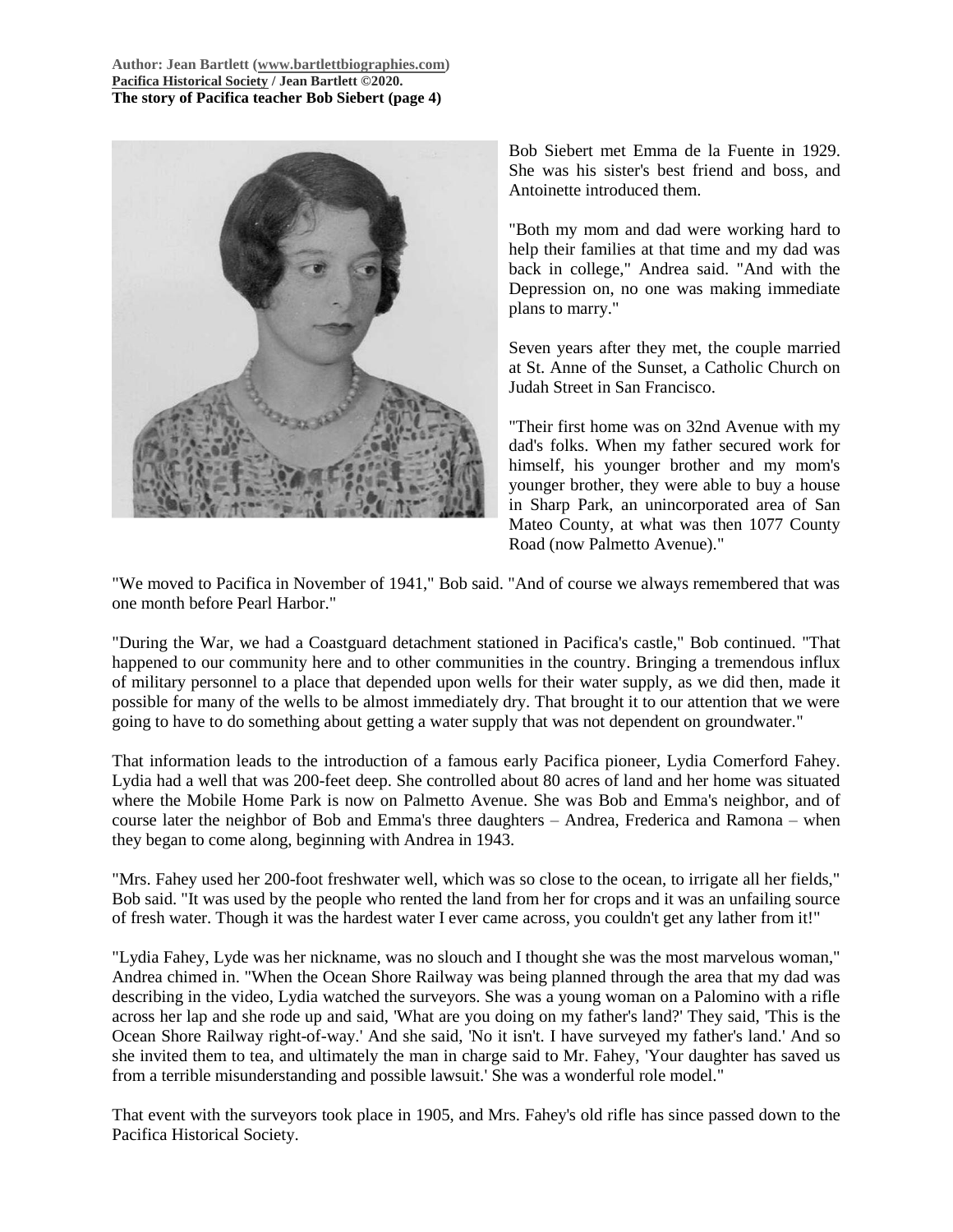Bob Siebert met Emma de la Fuente in 1929. She was his sister's best friend and boss, and Antoinette introduced them.

"Both my mom and dad were working hard to help their families at that time and my dad was back in college," Andrea said. "And with the Depression on, no one was making immediate plans to marry."

Seven years after they met, the couple married at St. Anne of the Sunset, a Catholic Church on Judah Street in San Francisco.

"Their first home was on 32nd Avenue with my dad's folks. When my father secured work for himself, his younger brother and my mom's younger brother, they were able to buy a house in Sharp Park, an unincorporated area of San Mateo County, at what was then 1077 County Road (now Palmetto Avenue)."

"We moved to Pacifica in November of 1941," Bob said. "And of course we always remembered that was one month before Pearl Harbor."

"During the War, we had a Coastguard detachment stationed in Pacifica's castle," Bob continued. "That happened to our community here and to other communities in the country. Bringing a tremendous influx of military personnel to a place that depended upon wells for their water supply, as we did then, made it possible for many of the wells to be almost immediately dry. That brought it to our attention that we were going to have to do something about getting a water supply that was not dependent on groundwater."

That information leads to the introduction of a famous early Pacifica pioneer, Lydia Comerford Fahey. Lydia had a well that was 200-feet deep. She controlled about 80 acres of land and her home was situated where the Mobile Home Park is now on Palmetto Avenue. She was Bob and Emma's neighbor, and of course later the neighbor of Bob and Emma's three daughters – Andrea, Frederica and Ramona – when they began to come along, beginning with Andrea in 1943.

"Mrs. Fahey used her 200-foot freshwater well, which was so close to the ocean, to irrigate all her fields," Bob said. "It was used by the people who rented the land from her for crops and it was an unfailing source of fresh water. Though it was the hardest water I ever came across, you couldn't get any lather from it!"

"Lydia Fahey, Lyde was her nickname, was no slouch and I thought she was the most marvelous woman," Andrea chimed in. "When the Ocean Shore Railway was being planned through the area that my dad was describing in the video, Lydia watched the surveyors. She was a young woman on a Palomino with a rifle across her lap and she rode up and said, 'What are you doing on my father's land?' They said, 'This is the Ocean Shore Railway right-of-way.' And she said, 'No it isn't. I have surveyed my father's land.' And so she invited them to tea, and ultimately the man in charge said to Mr. Fahey, 'Your daughter has saved us from a terrible misunderstanding and possible lawsuit.' She was a wonderful role model."

That event with the surveyors took place in 1905, and Mrs. Fahey's old rifle has since passed down to the Pacifica Historical Society.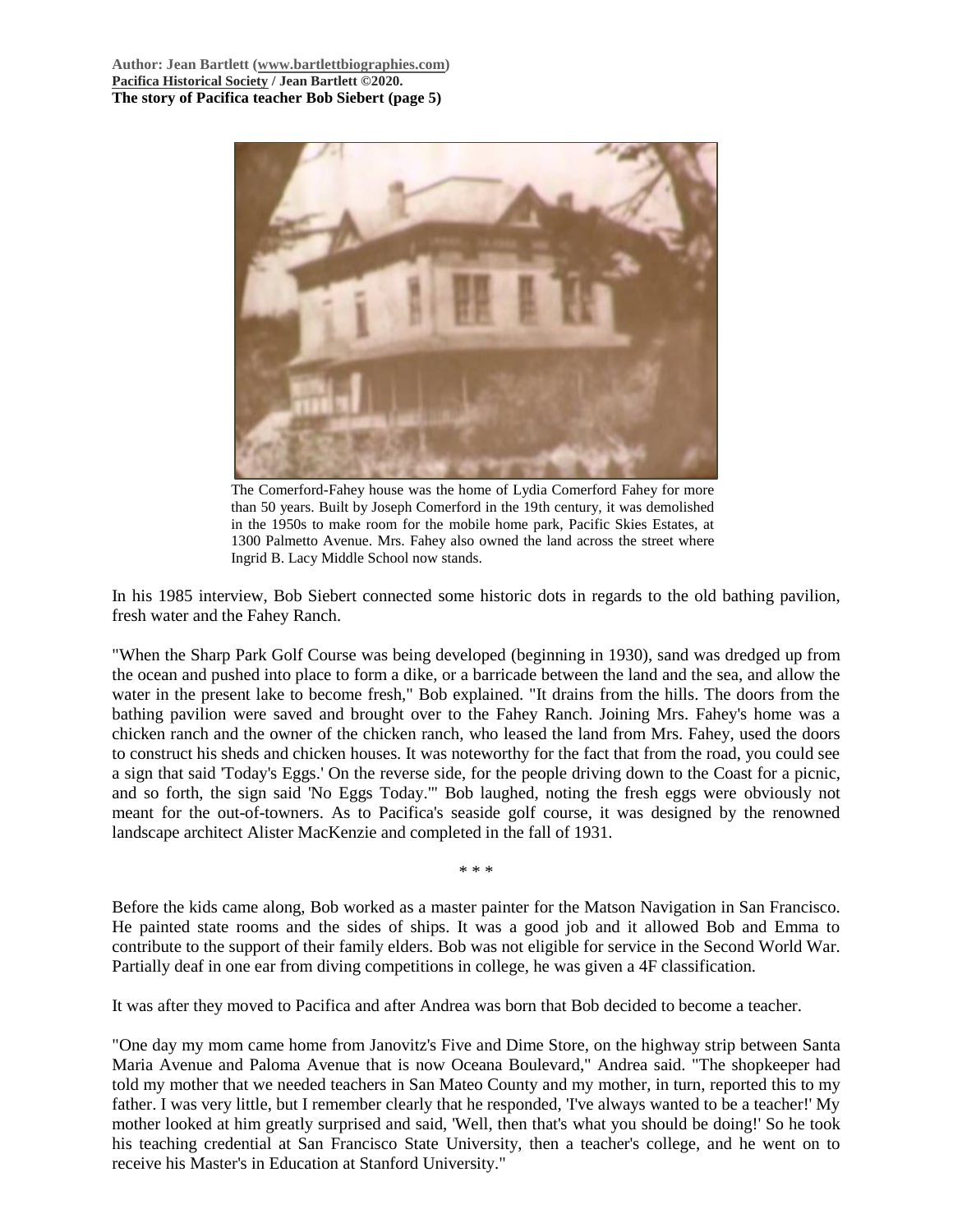The Comerford-Fahey house was the home of Lydia Comerford Fahey for more than 50 years. Built by Joseph Comerford in the 19th century, it was demolished in the 1950s to make room for the mobile home park, Pacific Skies Estates, at 1300 Palmetto Avenue. Mrs. Fahey also owned the land across the street where Ingrid B. Lacy Middle School now stands.

In his 1985 interview, Bob Siebert connected some historic dots in regards to the old bathing pavilion, fresh water and the Fahey Ranch.

"When the Sharp Park Golf Course was being developed (beginning in 1930), sand was dredged up from the ocean and pushed into place to form a dike, or a barricade between the land and the sea, and allow the water in the present lake to become fresh," Bob explained. "It drains from the hills. The doors from the bathing pavilion were saved and brought over to the Fahey Ranch. Joining Mrs. Fahey's home was a chicken ranch and the owner of the chicken ranch, who leased the land from Mrs. Fahey, used the doors to construct his sheds and chicken houses. It was noteworthy for the fact that from the road, you could see a sign that said 'Today's Eggs.' On the reverse side, for the people driving down to the Coast for a picnic, and so forth, the sign said 'No Eggs Today.'" Bob laughed, noting the fresh eggs were obviously not meant for the out-of-towners. As to Pacifica's seaside golf course, it was designed by the renowned landscape architect Alister MacKenzie and completed in the fall of 1931.

\* \* \*

Before the kids came along, Bob worked as a master painter for the Matson Navigation in San Francisco. He painted state rooms and the sides of ships. It was a good job and it allowed Bob and Emma to contribute to the support of their family elders. Bob was not eligible for service in the Second World War. Partially deaf in one ear from diving competitions in college, he was given a 4F classification.

It was after they moved to Pacifica and after Andrea was born that Bob decided to become a teacher.

"One day my mom came home from Janovitz's Five and Dime Store, on the highway strip between Santa Maria Avenue and Paloma Avenue that is now Oceana Boulevard," Andrea said. "The shopkeeper had told my mother that we needed teachers in San Mateo County and my mother, in turn, reported this to my father. I was very little, but I remember clearly that he responded, 'I've always wanted to be a teacher!' My mother looked at him greatly surprised and said, 'Well, then that's what you should be doing!' So he took his teaching credential at San Francisco State University, then a teacher's college, and he went on to receive his Master's in Education at Stanford University."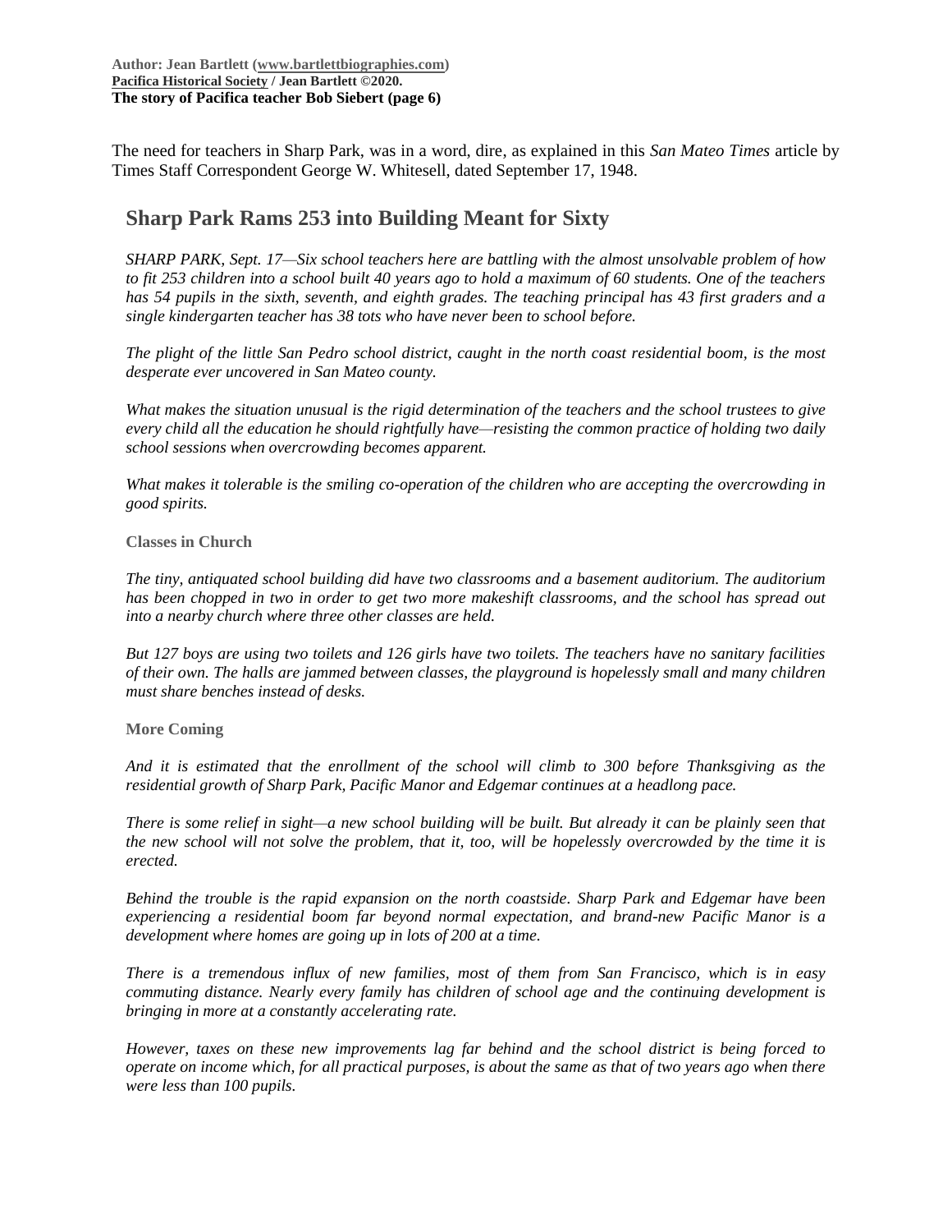The need for teachers in Sharp Park, was in a word, dire, as explained in this *San Mateo Times* article by Times Staff Correspondent George W. Whitesell, dated September 17, 1948.

## Sharp Park Rams 253 into Building Meant for Sixty

*SHARP PARK, Sept. 17—Six school teachers here are battling with the almost unsolvable problem of how to fit 253 children into a school built 40 years ago to hold a maximum of 60 students. One of the teachers has 54 pupils in the sixth, seventh, and eighth grades. The teaching principal has 43 first graders and a single kindergarten teacher has 38 tots who have never been to school before.*

*The plight of the little San Pedro school district, caught in the north coast residential boom, is the most desperate ever uncovered in San Mateo county.*

*What makes the situation unusual is the rigid determination of the teachers and the school trustees to give every child all the education he should rightfully have—resisting the common practice of holding two daily school sessions when overcrowding becomes apparent.*

*What makes it tolerable is the smiling co-operation of the children who are accepting the overcrowding in good spirits.*

**Classes in Church**

*The tiny, antiquated school building did have two classrooms and a basement auditorium. The auditorium has been chopped in two in order to get two more makeshift classrooms, and the school has spread out into a nearby church where three other classes are held.*

*But 127 boys are using two toilets and 126 girls have two toilets. The teachers have no sanitary facilities of their own. The halls are jammed between classes, the playground is hopelessly small and many children must share benches instead of desks.*

**More Coming**

*And it is estimated that the enrollment of the school will climb to 300 before Thanksgiving as the residential growth of Sharp Park, Pacific Manor and Edgemar continues at a headlong pace.*

*There is some relief in sight—a new school building will be built. But already it can be plainly seen that the new school will not solve the problem, that it, too, will be hopelessly overcrowded by the time it is erected.*

*Behind the trouble is the rapid expansion on the north coastside. Sharp Park and Edgemar have been experiencing a residential boom far beyond normal expectation, and brand-new Pacific Manor is a development where homes are going up in lots of 200 at a time.*

*There is a tremendous influx of new families, most of them from San Francisco, which is in easy commuting distance. Nearly every family has children of school age and the continuing development is bringing in more at a constantly accelerating rate.*

*However, taxes on these new improvements lag far behind and the school district is being forced to operate on income which, for all practical purposes, is about the same as that of two years ago when there were less than 100 pupils.*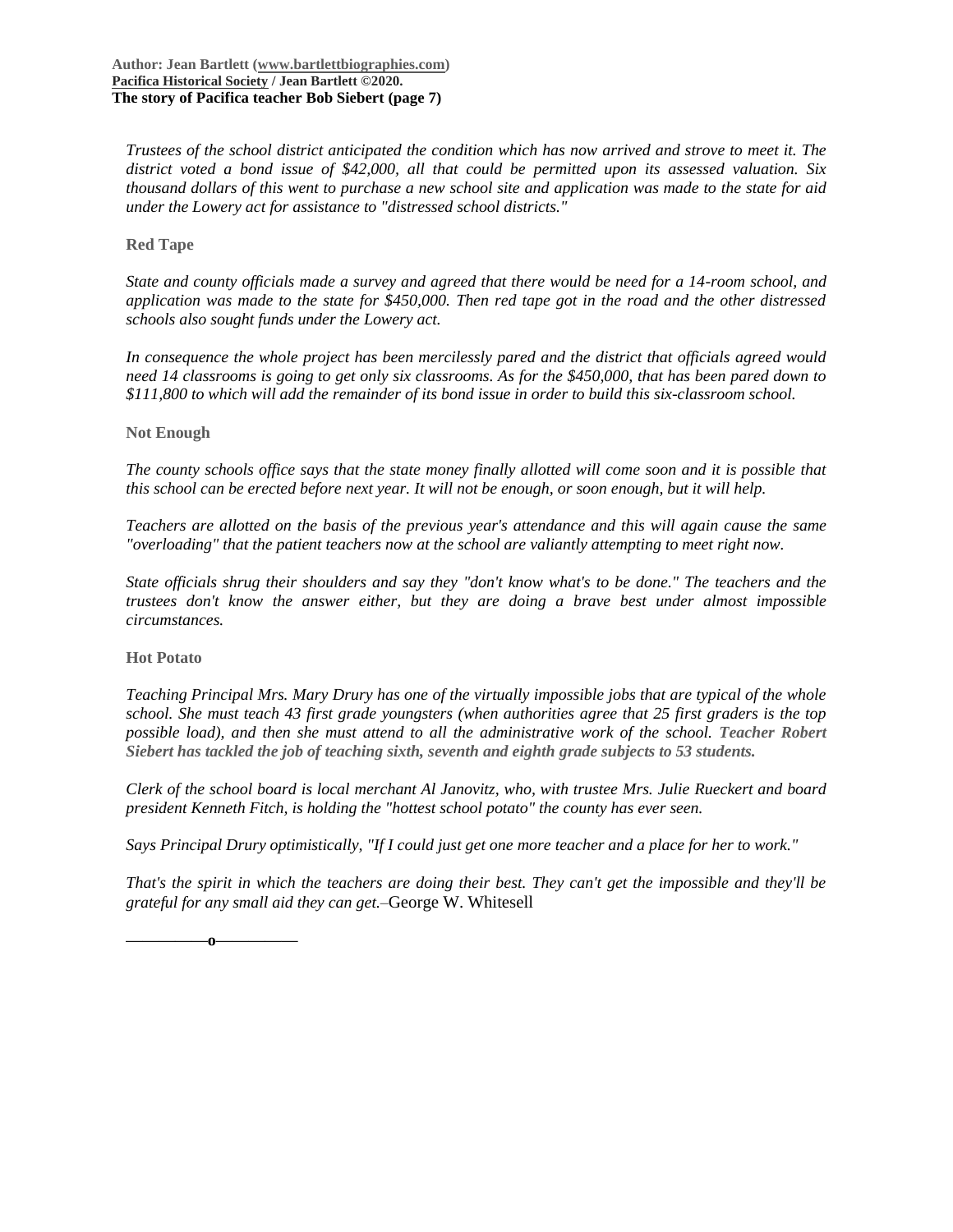*Trustees of the school district anticipated the condition which has now arrived and strove to meet it. The district voted a bond issue of $42,000, all that could be permitted upon its assessed valuation. Six thousand dollars of this went to purchase a new school site and application was made to the state for aid under the Lowery act for assistance to "distressed school districts."*

**Red Tape**

*State and county officials made a survey and agreed that there would be need for a 14-room school, and application was made to the state for $450,000. Then red tape got in the road and the other distressed schools also sought funds under the Lowery act.*

*In consequence the whole project has been mercilessly pared and the district that officials agreed would need 14 classrooms is going to get only six classrooms. As for the $450,000, that has been pared down to $111,800 to which will add the remainder of its bond issue in order to build this six-classroom school.*

**Not Enough**

*The county schools office says that the state money finally allotted will come soon and it is possible that this school can be erected before next year. It will not be enough, or soon enough, but it will help.*

*Teachers are allotted on the basis of the previous year's attendance and this will again cause the same "overloading" that the patient teachers now at the school are valiantly attempting to meet right now.*

*State officials shrug their shoulders and say they "don't know what's to be done." The teachers and the trustees don't know the answer either, but they are doing a brave best under almost impossible circumstances.*

**Hot Potato**

*Teaching Principal Mrs. Mary Drury has one of the virtually impossible jobs that are typical of the whole school. She must teach 43 first grade youngsters (when authorities agree that 25 first graders is the top possible load), and then she must attend to all the administrative work of the school.* ***Teacher Robert Siebert has tackled the job of teaching sixth, seventh and eighth grade subjects to 53 students.***

*Clerk of the school board is local merchant Al Janovitz, who, with trustee Mrs. Julie Rueckert and board president Kenneth Fitch, is holding the "hottest school potato" the county has ever seen.*

*Says Principal Drury optimistically, "If I could just get one more teacher and a place for her to work."*

*That's the spirit in which the teachers are doing their best. They can't get the impossible and they'll be grateful for any small aid they can get.*–George W. Whitesell

—————o—————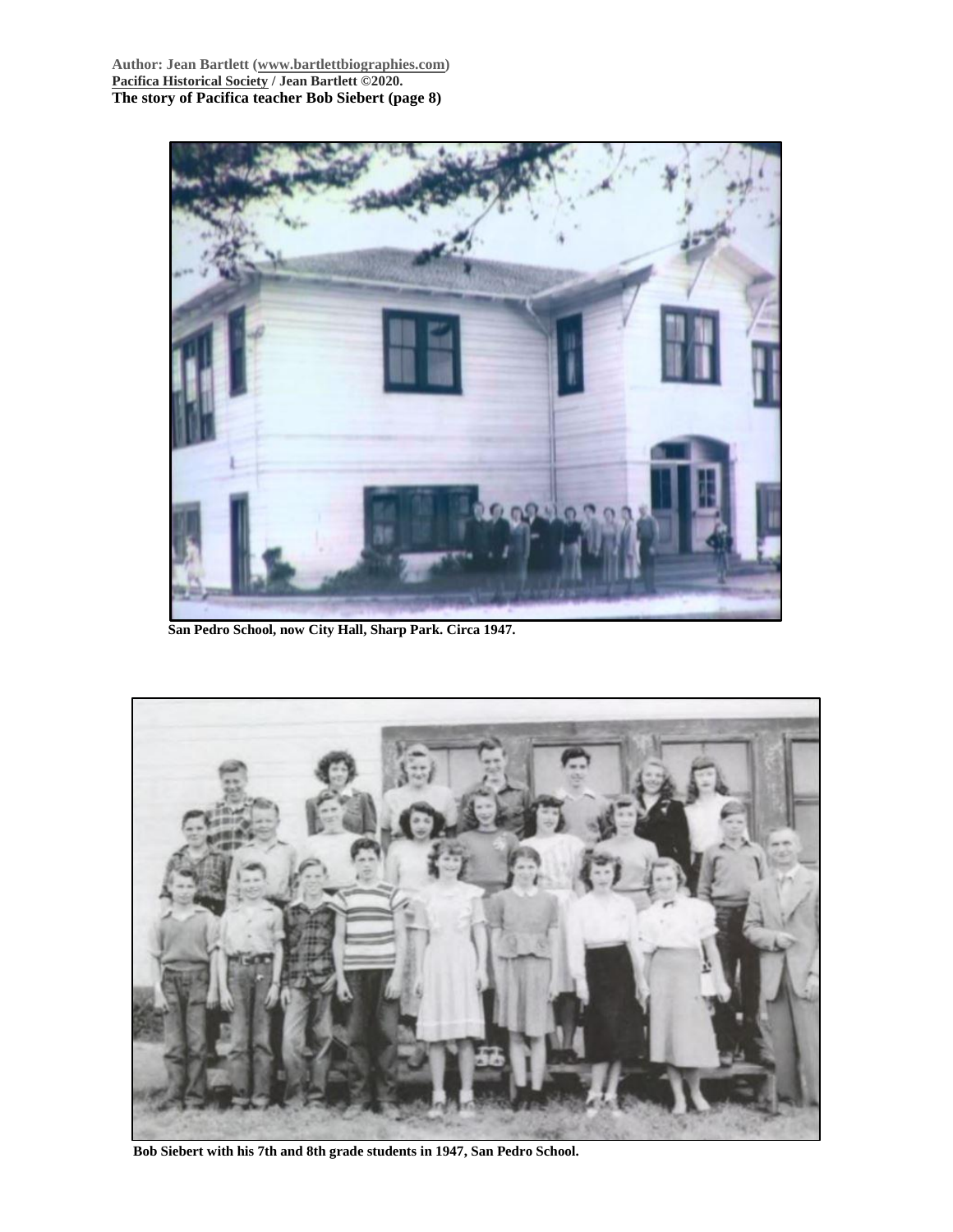San Pedro School, now City Hall, Sharp Park. Circa 1947.

Bob Siebert with his 7th and 8th grade students in 1947, San Pedro School.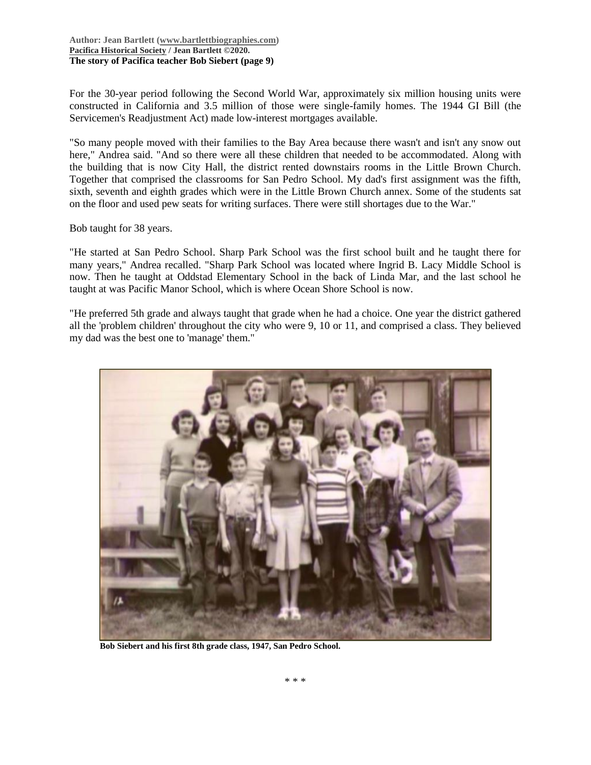For the 30-year period following the Second World War, approximately six million housing units were constructed in California and 3.5 million of those were single-family homes. The 1944 GI Bill (the Servicemen's Readjustment Act) made low-interest mortgages available.

"So many people moved with their families to the Bay Area because there wasn't and isn't any snow out here," Andrea said. "And so there were all these children that needed to be accommodated. Along with the building that is now City Hall, the district rented downstairs rooms in the Little Brown Church. Together that comprised the classrooms for San Pedro School. My dad's first assignment was the fifth, sixth, seventh and eighth grades which were in the Little Brown Church annex. Some of the students sat on the floor and used pew seats for writing surfaces. There were still shortages due to the War."

Bob taught for 38 years.

"He started at San Pedro School. Sharp Park School was the first school built and he taught there for many years," Andrea recalled. "Sharp Park School was located where Ingrid B. Lacy Middle School is now. Then he taught at Oddstad Elementary School in the back of Linda Mar, and the last school he taught at was Pacific Manor School, which is where Ocean Shore School is now.

"He preferred 5th grade and always taught that grade when he had a choice. One year the district gathered all the 'problem children' throughout the city who were 9, 10 or 11, and comprised a class. They believed my dad was the best one to 'manage' them."

**Bob Siebert and his first 8th grade class, 1947, San Pedro School.**

* * *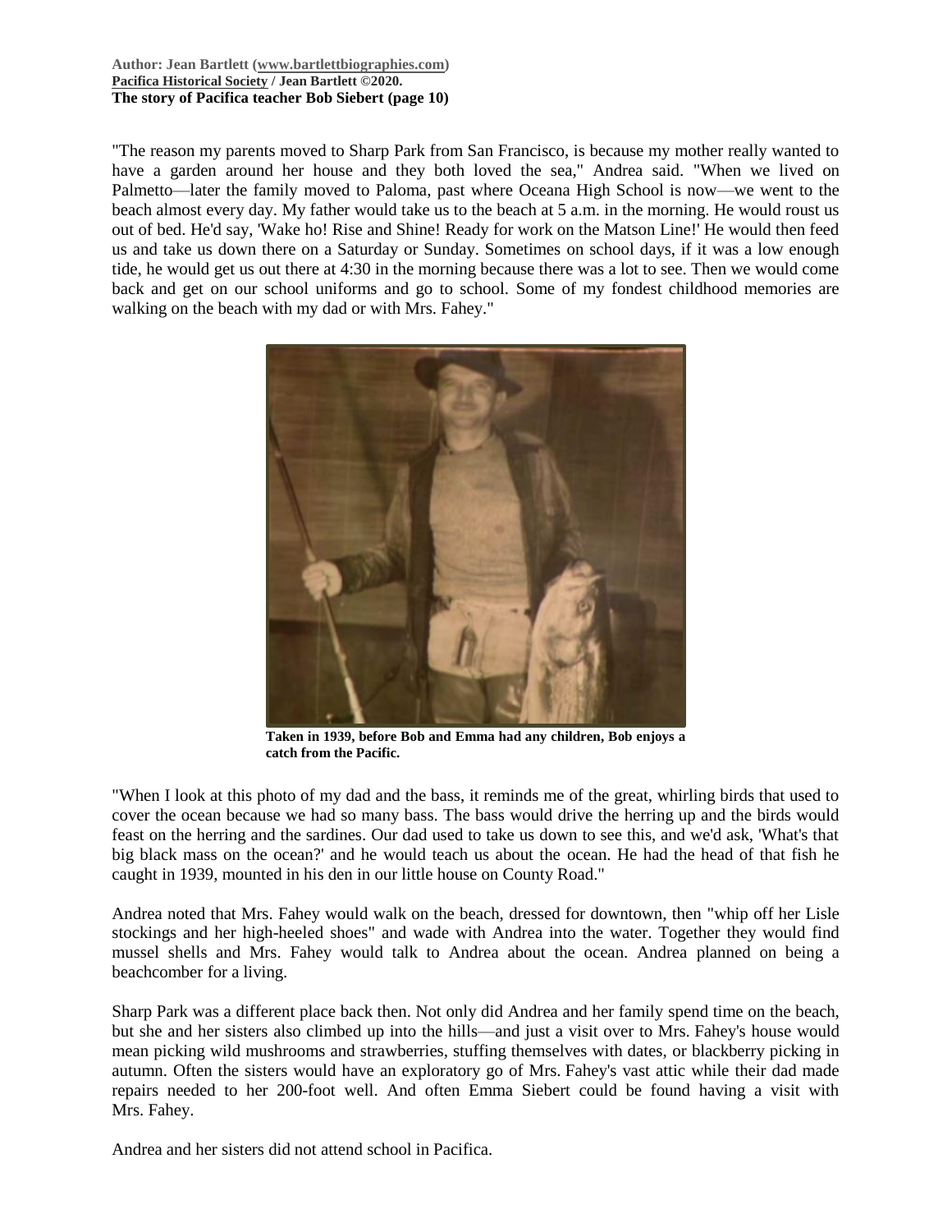"The reason my parents moved to Sharp Park from San Francisco, is because my mother really wanted to have a garden around her house and they both loved the sea," Andrea said. "When we lived on Palmetto—later the family moved to Paloma, past where Oceana High School is now—we went to the beach almost every day. My father would take us to the beach at 5 a.m. in the morning. He would roust us out of bed. He'd say, 'Wake ho! Rise and Shine! Ready for work on the Matson Line!' He would then feed us and take us down there on a Saturday or Sunday. Sometimes on school days, if it was a low enough tide, he would get us out there at 4:30 in the morning because there was a lot to see. Then we would come back and get on our school uniforms and go to school. Some of my fondest childhood memories are walking on the beach with my dad or with Mrs. Fahey."

**Taken in 1939, before Bob and Emma had any children, Bob enjoys a catch from the Pacific.**

"When I look at this photo of my dad and the bass, it reminds me of the great, whirling birds that used to cover the ocean because we had so many bass. The bass would drive the herring up and the birds would feast on the herring and the sardines. Our dad used to take us down to see this, and we'd ask, 'What's that big black mass on the ocean?' and he would teach us about the ocean. He had the head of that fish he caught in 1939, mounted in his den in our little house on County Road."

Andrea noted that Mrs. Fahey would walk on the beach, dressed for downtown, then "whip off her Lisle stockings and her high-heeled shoes" and wade with Andrea into the water. Together they would find mussel shells and Mrs. Fahey would talk to Andrea about the ocean. Andrea planned on being a beachcomber for a living.

Sharp Park was a different place back then. Not only did Andrea and her family spend time on the beach, but she and her sisters also climbed up into the hills—and just a visit over to Mrs. Fahey's house would mean picking wild mushrooms and strawberries, stuffing themselves with dates, or blackberry picking in autumn. Often the sisters would have an exploratory go of Mrs. Fahey's vast attic while their dad made repairs needed to her 200-foot well. And often Emma Siebert could be found having a visit with Mrs. Fahey.

Andrea and her sisters did not attend school in Pacifica.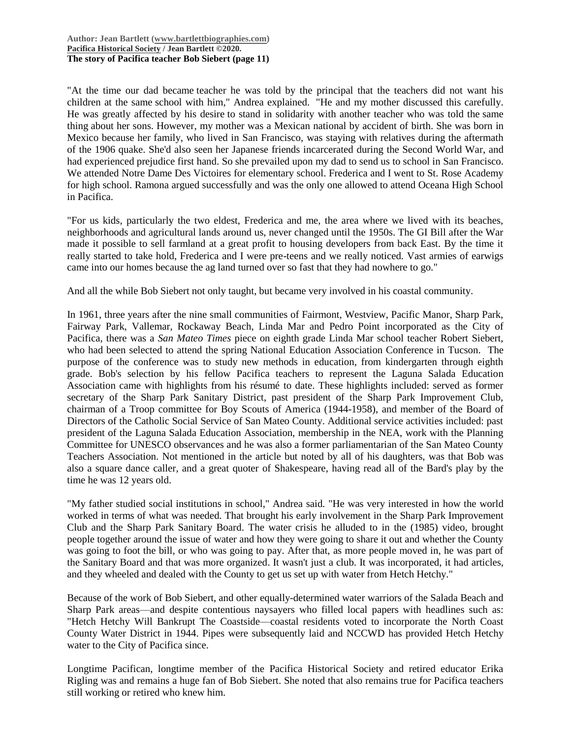"At the time our dad became teacher he was told by the principal that the teachers did not want his children at the same school with him," Andrea explained. "He and my mother discussed this carefully. He was greatly affected by his desire to stand in solidarity with another teacher who was told the same thing about her sons. However, my mother was a Mexican national by accident of birth. She was born in Mexico because her family, who lived in San Francisco, was staying with relatives during the aftermath of the 1906 quake. She'd also seen her Japanese friends incarcerated during the Second World War, and had experienced prejudice first hand. So she prevailed upon my dad to send us to school in San Francisco. We attended Notre Dame Des Victoires for elementary school. Frederica and I went to St. Rose Academy for high school. Ramona argued successfully and was the only one allowed to attend Oceana High School in Pacifica.

"For us kids, particularly the two eldest, Frederica and me, the area where we lived with its beaches, neighborhoods and agricultural lands around us, never changed until the 1950s. The GI Bill after the War made it possible to sell farmland at a great profit to housing developers from back East. By the time it really started to take hold, Frederica and I were pre-teens and we really noticed. Vast armies of earwigs came into our homes because the ag land turned over so fast that they had nowhere to go."

And all the while Bob Siebert not only taught, but became very involved in his coastal community.

In 1961, three years after the nine small communities of Fairmont, Westview, Pacific Manor, Sharp Park, Fairway Park, Vallemar, Rockaway Beach, Linda Mar and Pedro Point incorporated as the City of Pacifica, there was a *San Mateo Times* piece on eighth grade Linda Mar school teacher Robert Siebert, who had been selected to attend the spring National Education Association Conference in Tucson. The purpose of the conference was to study new methods in education, from kindergarten through eighth grade. Bob's selection by his fellow Pacifica teachers to represent the Laguna Salada Education Association came with highlights from his résumé to date. These highlights included: served as former secretary of the Sharp Park Sanitary District, past president of the Sharp Park Improvement Club, chairman of a Troop committee for Boy Scouts of America (1944-1958), and member of the Board of Directors of the Catholic Social Service of San Mateo County. Additional service activities included: past president of the Laguna Salada Education Association, membership in the NEA, work with the Planning Committee for UNESCO observances and he was also a former parliamentarian of the San Mateo County Teachers Association. Not mentioned in the article but noted by all of his daughters, was that Bob was also a square dance caller, and a great quoter of Shakespeare, having read all of the Bard's play by the time he was 12 years old.

"My father studied social institutions in school," Andrea said. "He was very interested in how the world worked in terms of what was needed. That brought his early involvement in the Sharp Park Improvement Club and the Sharp Park Sanitary Board. The water crisis he alluded to in the (1985) video, brought people together around the issue of water and how they were going to share it out and whether the County was going to foot the bill, or who was going to pay. After that, as more people moved in, he was part of the Sanitary Board and that was more organized. It wasn't just a club. It was incorporated, it had articles, and they wheeled and dealed with the County to get us set up with water from Hetch Hetchy."

Because of the work of Bob Siebert, and other equally-determined water warriors of the Salada Beach and Sharp Park areas—and despite contentious naysayers who filled local papers with headlines such as: "Hetch Hetchy Will Bankrupt The Coastside—coastal residents voted to incorporate the North Coast County Water District in 1944. Pipes were subsequently laid and NCCWD has provided Hetch Hetchy water to the City of Pacifica since.

Longtime Pacifican, longtime member of the Pacifica Historical Society and retired educator Erika Rigling was and remains a huge fan of Bob Siebert. She noted that also remains true for Pacifica teachers still working or retired who knew him.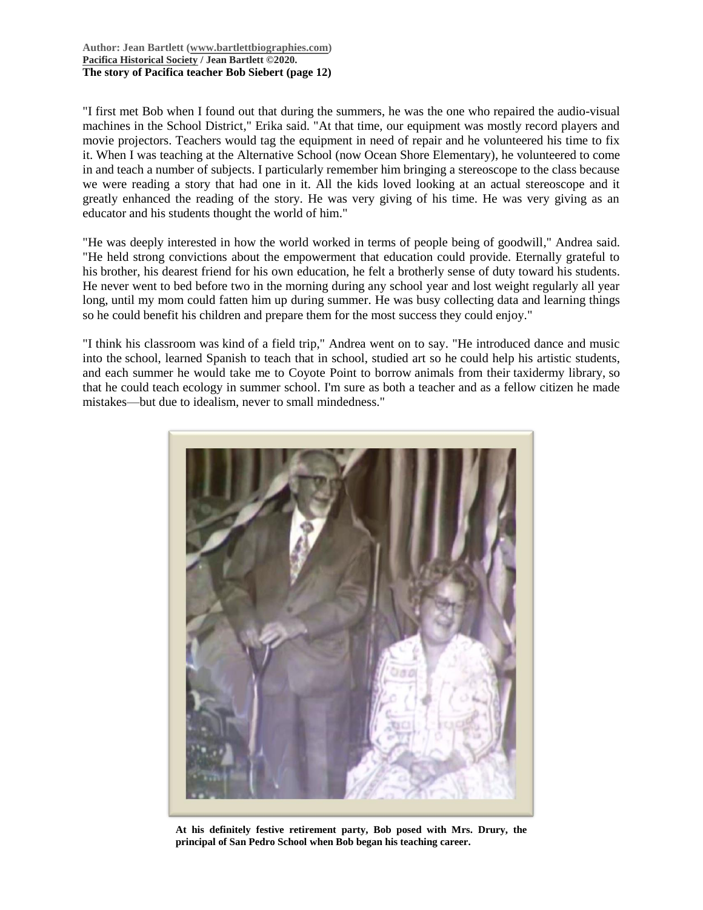"I first met Bob when I found out that during the summers, he was the one who repaired the audio-visual machines in the School District," Erika said. "At that time, our equipment was mostly record players and movie projectors. Teachers would tag the equipment in need of repair and he volunteered his time to fix it. When I was teaching at the Alternative School (now Ocean Shore Elementary), he volunteered to come in and teach a number of subjects. I particularly remember him bringing a stereoscope to the class because we were reading a story that had one in it. All the kids loved looking at an actual stereoscope and it greatly enhanced the reading of the story. He was very giving of his time. He was very giving as an educator and his students thought the world of him."

"He was deeply interested in how the world worked in terms of people being of goodwill," Andrea said. "He held strong convictions about the empowerment that education could provide. Eternally grateful to his brother, his dearest friend for his own education, he felt a brotherly sense of duty toward his students. He never went to bed before two in the morning during any school year and lost weight regularly all year long, until my mom could fatten him up during summer. He was busy collecting data and learning things so he could benefit his children and prepare them for the most success they could enjoy."

"I think his classroom was kind of a field trip," Andrea went on to say. "He introduced dance and music into the school, learned Spanish to teach that in school, studied art so he could help his artistic students, and each summer he would take me to Coyote Point to borrow animals from their taxidermy library, so that he could teach ecology in summer school. I'm sure as both a teacher and as a fellow citizen he made mistakes—but due to idealism, never to small mindedness."

**At his definitely festive retirement party, Bob posed with Mrs. Drury, the principal of San Pedro School when Bob began his teaching career.**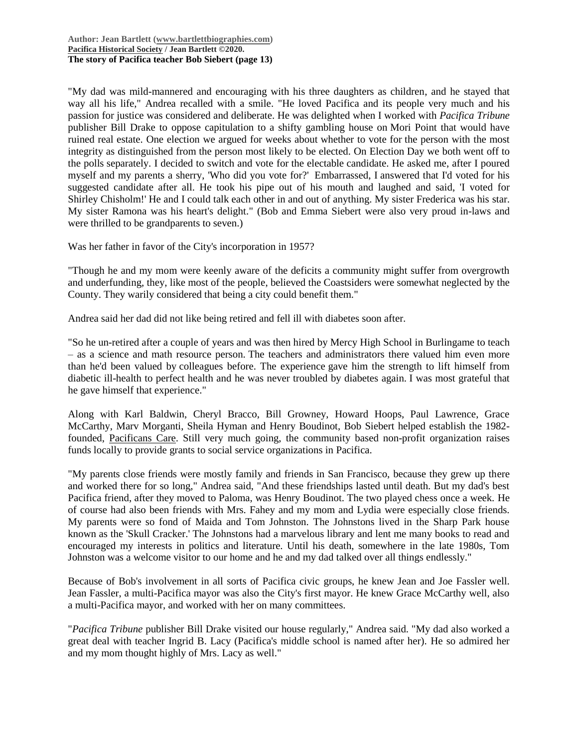"My dad was mild-mannered and encouraging with his three daughters as children, and he stayed that way all his life," Andrea recalled with a smile. "He loved Pacifica and its people very much and his passion for justice was considered and deliberate. He was delighted when I worked with *Pacifica Tribune* publisher Bill Drake to oppose capitulation to a shifty gambling house on Mori Point that would have ruined real estate. One election we argued for weeks about whether to vote for the person with the most integrity as distinguished from the person most likely to be elected. On Election Day we both went off to the polls separately. I decided to switch and vote for the electable candidate. He asked me, after I poured myself and my parents a sherry, 'Who did you vote for?' Embarrassed, I answered that I'd voted for his suggested candidate after all. He took his pipe out of his mouth and laughed and said, 'I voted for Shirley Chisholm!' He and I could talk each other in and out of anything. My sister Frederica was his star. My sister Ramona was his heart's delight." (Bob and Emma Siebert were also very proud in-laws and were thrilled to be grandparents to seven.)

Was her father in favor of the City's incorporation in 1957?

"Though he and my mom were keenly aware of the deficits a community might suffer from overgrowth and underfunding, they, like most of the people, believed the Coastsiders were somewhat neglected by the County. They warily considered that being a city could benefit them."

Andrea said her dad did not like being retired and fell ill with diabetes soon after.

"So he un-retired after a couple of years and was then hired by Mercy High School in Burlingame to teach – as a science and math resource person. The teachers and administrators there valued him even more than he'd been valued by colleagues before. The experience gave him the strength to lift himself from diabetic ill-health to perfect health and he was never troubled by diabetes again. I was most grateful that he gave himself that experience."

Along with Karl Baldwin, Cheryl Bracco, Bill Growney, Howard Hoops, Paul Lawrence, Grace McCarthy, Marv Morganti, Sheila Hyman and Henry Boudinot, Bob Siebert helped establish the 1982-founded, Pacificans Care. Still very much going, the community based non-profit organization raises funds locally to provide grants to social service organizations in Pacifica.

"My parents close friends were mostly family and friends in San Francisco, because they grew up there and worked there for so long," Andrea said, "And these friendships lasted until death. But my dad's best Pacifica friend, after they moved to Paloma, was Henry Boudinot. The two played chess once a week. He of course had also been friends with Mrs. Fahey and my mom and Lydia were especially close friends. My parents were so fond of Maida and Tom Johnston. The Johnstons lived in the Sharp Park house known as the 'Skull Cracker.' The Johnstons had a marvelous library and lent me many books to read and encouraged my interests in politics and literature. Until his death, somewhere in the late 1980s, Tom Johnston was a welcome visitor to our home and he and my dad talked over all things endlessly."

Because of Bob's involvement in all sorts of Pacifica civic groups, he knew Jean and Joe Fassler well. Jean Fassler, a multi-Pacifica mayor was also the City's first mayor. He knew Grace McCarthy well, also a multi-Pacifica mayor, and worked with her on many committees.

"*Pacifica Tribune* publisher Bill Drake visited our house regularly," Andrea said. "My dad also worked a great deal with teacher Ingrid B. Lacy (Pacifica's middle school is named after her). He so admired her and my mom thought highly of Mrs. Lacy as well."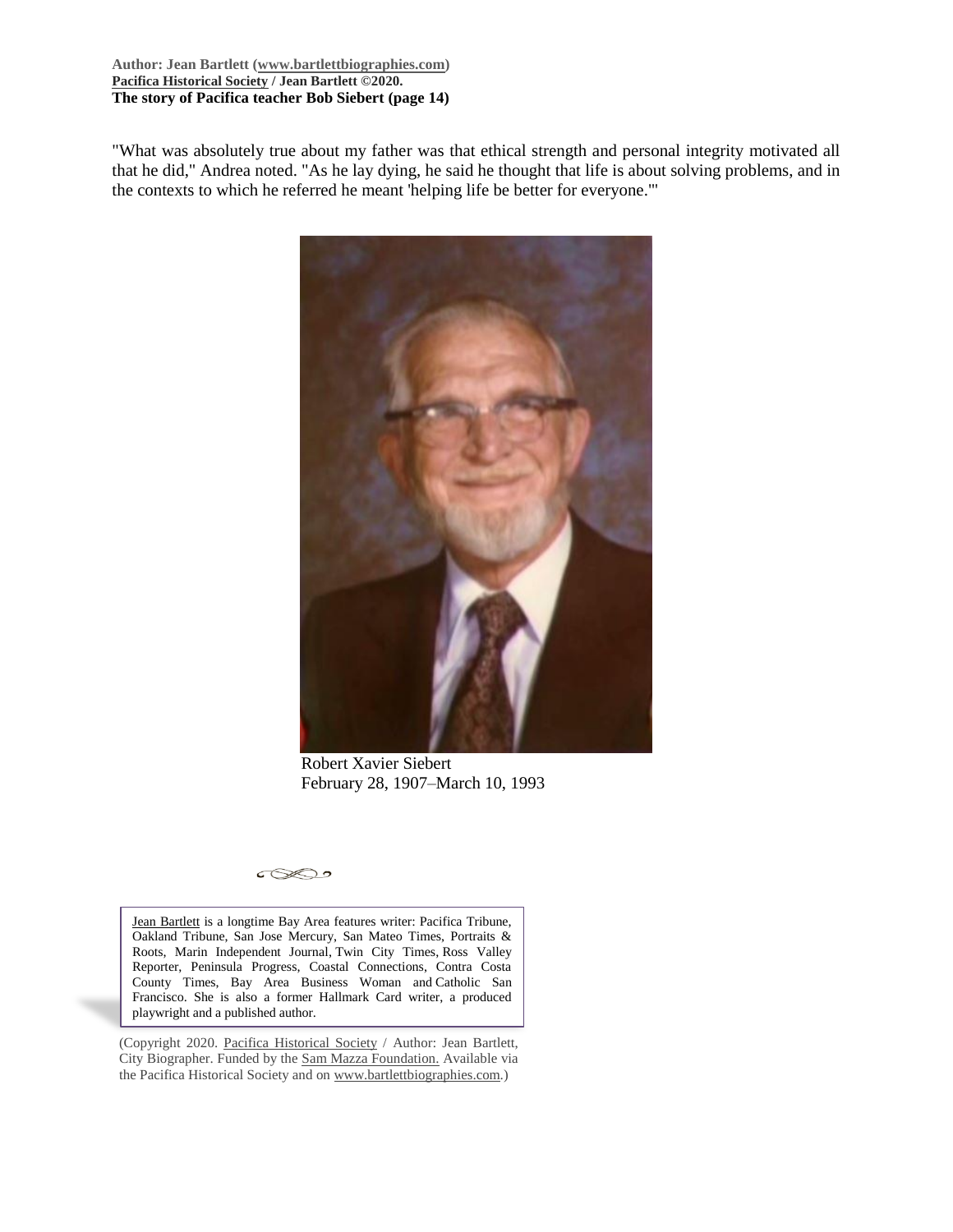"What was absolutely true about my father was that ethical strength and personal integrity motivated all that he did," Andrea noted. "As he lay dying, he said he thought that life is about solving problems, and in the contexts to which he referred he meant 'helping life be better for everyone.'"

Robert Xavier Siebert
February 28, 1907–March 10, 1993

Jean Bartlett is a longtime Bay Area features writer: Pacifica Tribune, Oakland Tribune, San Jose Mercury, San Mateo Times, Portraits & Roots, Marin Independent Journal, Twin City Times, Ross Valley Reporter, Peninsula Progress, Coastal Connections, Contra Costa County Times, Bay Area Business Woman and Catholic San Francisco. She is also a former Hallmark Card writer, a produced playwright and a published author.

(Copyright 2020. Pacifica Historical Society / Author: Jean Bartlett, City Biographer. Funded by the Sam Mazza Foundation. Available via the Pacifica Historical Society and on www.bartlettbiographies.com.)